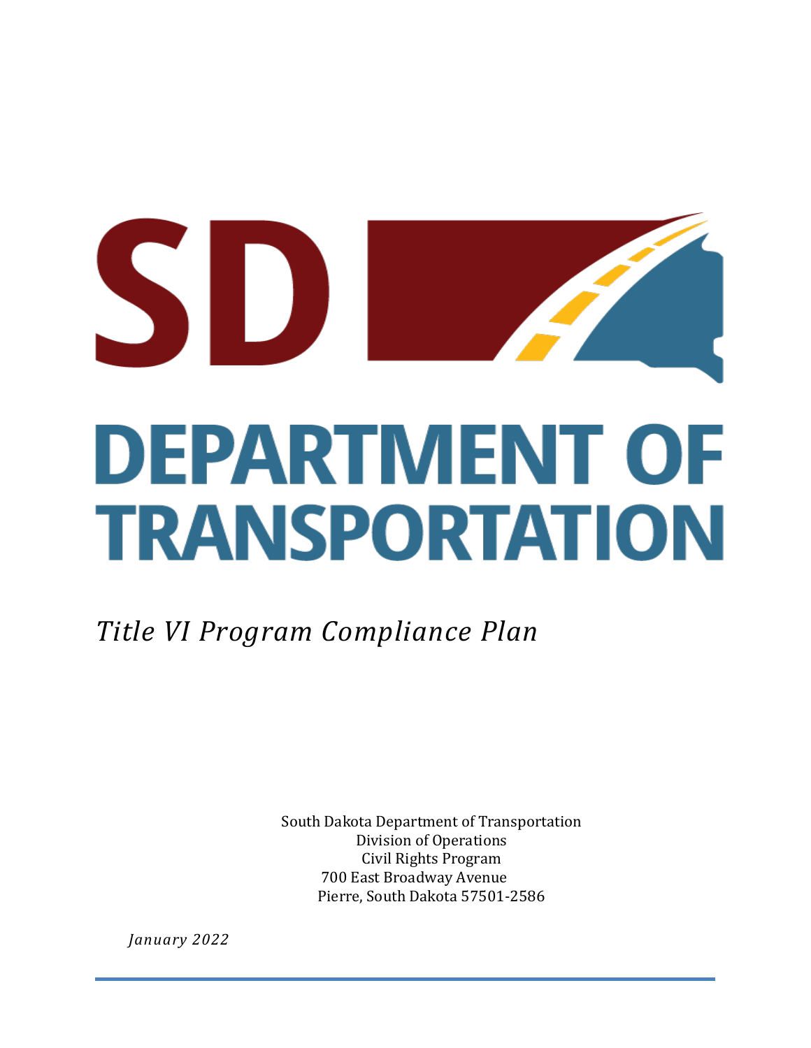# SD DEPARTMENT OF TRANSPORTATION

*Title VI Program Compliance Plan*

South Dakota Department of Transportation
Division of Operations
Civil Rights Program
700 East Broadway Avenue
Pierre, South Dakota 57501-2586

*January 2022*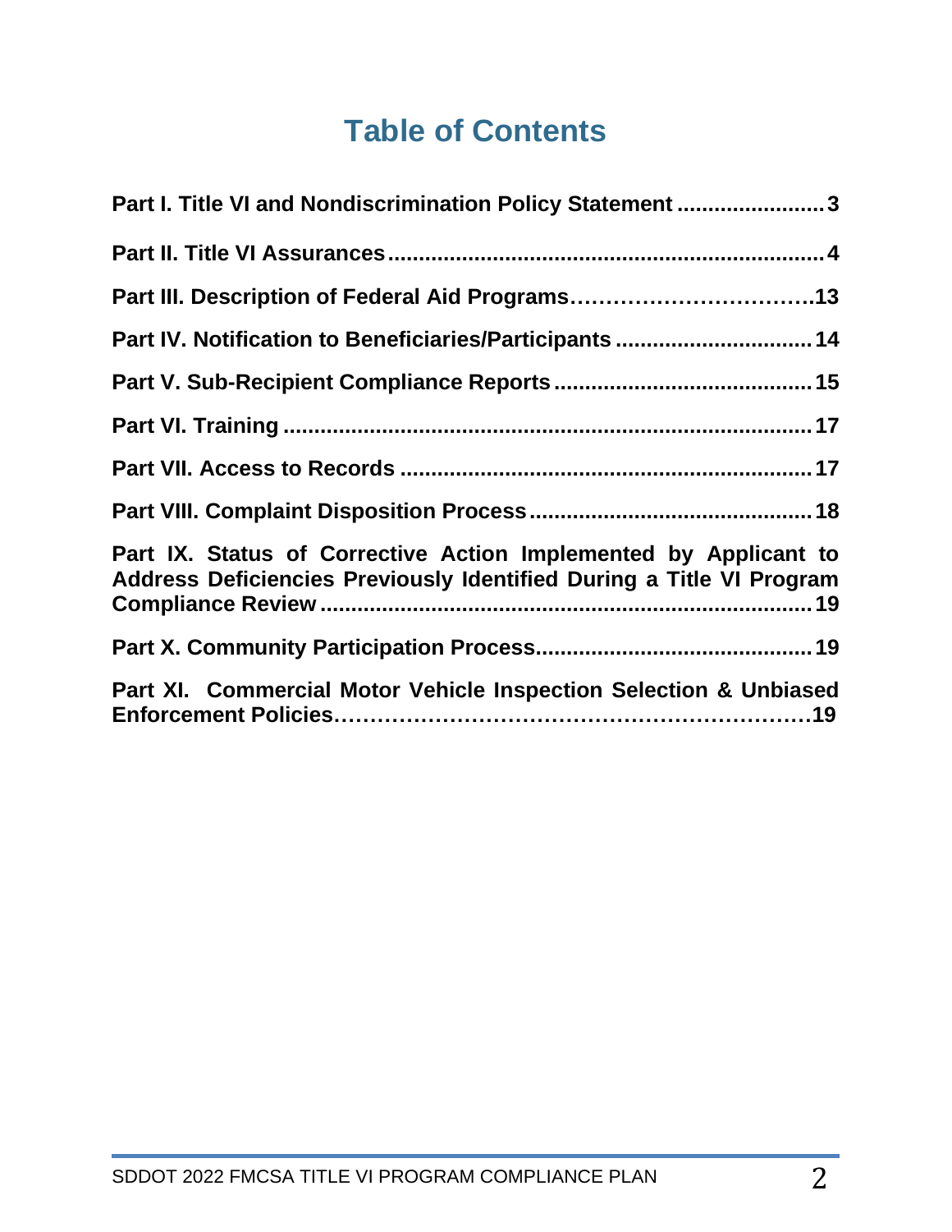# Table of Contents

**Part I. Title VI and Nondiscrimination Policy Statement ........................ 3**

**Part II. Title VI Assurances ........................................................................ 4**

**Part III. Description of Federal Aid Programs…………………………….13**

**Part IV. Notification to Beneficiaries/Participants ................................ 14**

**Part V. Sub-Recipient Compliance Reports .......................................... 15**

**Part VI. Training ....................................................................................... 17**

**Part VII. Access to Records .................................................................... 17**

**Part VIII. Complaint Disposition Process .............................................. 18**

**Part IX. Status of Corrective Action Implemented by Applicant to Address Deficiencies Previously Identified During a Title VI Program Compliance Review ................................................................................. 19**

**Part X. Community Participation Process............................................. 19**

**Part XI. Commercial Motor Vehicle Inspection Selection & Unbiased Enforcement Policies……………………………………………………….19**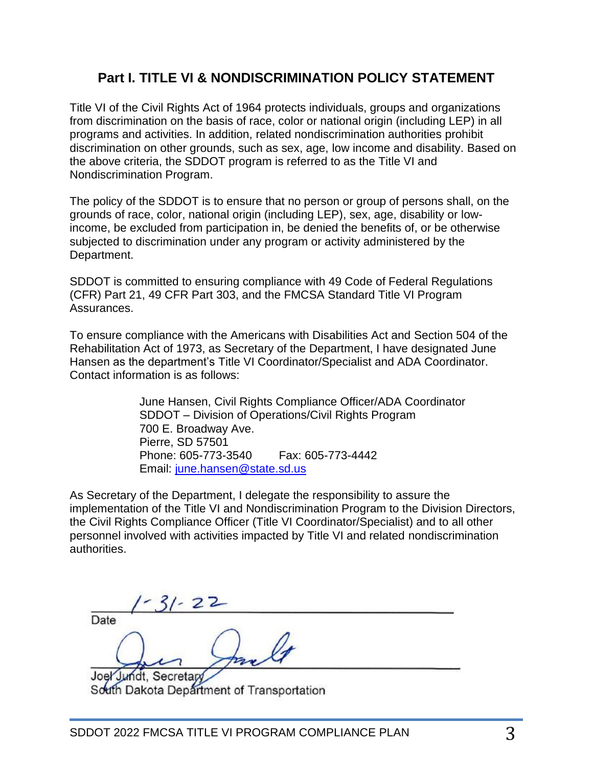## Part I. TITLE VI & NONDISCRIMINATION POLICY STATEMENT

Title VI of the Civil Rights Act of 1964 protects individuals, groups and organizations from discrimination on the basis of race, color or national origin (including LEP) in all programs and activities. In addition, related nondiscrimination authorities prohibit discrimination on other grounds, such as sex, age, low income and disability. Based on the above criteria, the SDDOT program is referred to as the Title VI and Nondiscrimination Program.

The policy of the SDDOT is to ensure that no person or group of persons shall, on the grounds of race, color, national origin (including LEP), sex, age, disability or low-income, be excluded from participation in, be denied the benefits of, or be otherwise subjected to discrimination under any program or activity administered by the Department.

SDDOT is committed to ensuring compliance with 49 Code of Federal Regulations (CFR) Part 21, 49 CFR Part 303, and the FMCSA Standard Title VI Program Assurances.

To ensure compliance with the Americans with Disabilities Act and Section 504 of the Rehabilitation Act of 1973, as Secretary of the Department, I have designated June Hansen as the department's Title VI Coordinator/Specialist and ADA Coordinator. Contact information is as follows:

June Hansen, Civil Rights Compliance Officer/ADA Coordinator
SDDOT – Division of Operations/Civil Rights Program
700 E. Broadway Ave.
Pierre, SD 57501
Phone: 605-773-3540 Fax: 605-773-4442
Email: june.hansen@state.sd.us

As Secretary of the Department, I delegate the responsibility to assure the implementation of the Title VI and Nondiscrimination Program to the Division Directors, the Civil Rights Compliance Officer (Title VI Coordinator/Specialist) and to all other personnel involved with activities impacted by Title VI and related nondiscrimination authorities.

1-31-22
Date

Joel Jundt, Secretary
South Dakota Department of Transportation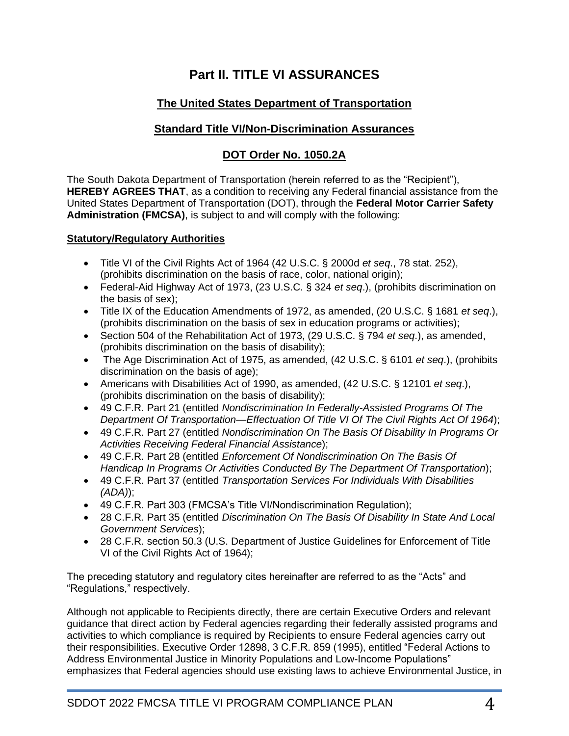# Part II. TITLE VI ASSURANCES

## The United States Department of Transportation

## Standard Title VI/Non-Discrimination Assurances

## DOT Order No. 1050.2A

The South Dakota Department of Transportation (herein referred to as the "Recipient"), **HEREBY AGREES THAT**, as a condition to receiving any Federal financial assistance from the United States Department of Transportation (DOT), through the **Federal Motor Carrier Safety Administration (FMCSA)**, is subject to and will comply with the following:

**Statutory/Regulatory Authorities**

- Title VI of the Civil Rights Act of 1964 (42 U.S.C. § 2000d *et seq*., 78 stat. 252), (prohibits discrimination on the basis of race, color, national origin);
- Federal-Aid Highway Act of 1973, (23 U.S.C. § 324 *et seq*.), (prohibits discrimination on the basis of sex);
- Title IX of the Education Amendments of 1972, as amended, (20 U.S.C. § 1681 *et seq*.), (prohibits discrimination on the basis of sex in education programs or activities);
- Section 504 of the Rehabilitation Act of 1973, (29 U.S.C. § 794 *et seq*.), as amended, (prohibits discrimination on the basis of disability);
- The Age Discrimination Act of 1975, as amended, (42 U.S.C. § 6101 *et seq*.), (prohibits discrimination on the basis of age);
- Americans with Disabilities Act of 1990, as amended, (42 U.S.C. § 12101 *et seq*.), (prohibits discrimination on the basis of disability);
- 49 C.F.R. Part 21 (entitled *Nondiscrimination In Federally-Assisted Programs Of The Department Of Transportation—Effectuation Of Title VI Of The Civil Rights Act Of 1964*);
- 49 C.F.R. Part 27 (entitled *Nondiscrimination On The Basis Of Disability In Programs Or Activities Receiving Federal Financial Assistance*);
- 49 C.F.R. Part 28 (entitled *Enforcement Of Nondiscrimination On The Basis Of Handicap In Programs Or Activities Conducted By The Department Of Transportation*);
- 49 C.F.R. Part 37 (entitled *Transportation Services For Individuals With Disabilities (ADA)*);
- 49 C.F.R. Part 303 (FMCSA's Title VI/Nondiscrimination Regulation);
- 28 C.F.R. Part 35 (entitled *Discrimination On The Basis Of Disability In State And Local Government Services*);
- 28 C.F.R. section 50.3 (U.S. Department of Justice Guidelines for Enforcement of Title VI of the Civil Rights Act of 1964);

The preceding statutory and regulatory cites hereinafter are referred to as the "Acts" and "Regulations," respectively.

Although not applicable to Recipients directly, there are certain Executive Orders and relevant guidance that direct action by Federal agencies regarding their federally assisted programs and activities to which compliance is required by Recipients to ensure Federal agencies carry out their responsibilities. Executive Order 12898, 3 C.F.R. 859 (1995), entitled "Federal Actions to Address Environmental Justice in Minority Populations and Low-Income Populations" emphasizes that Federal agencies should use existing laws to achieve Environmental Justice, in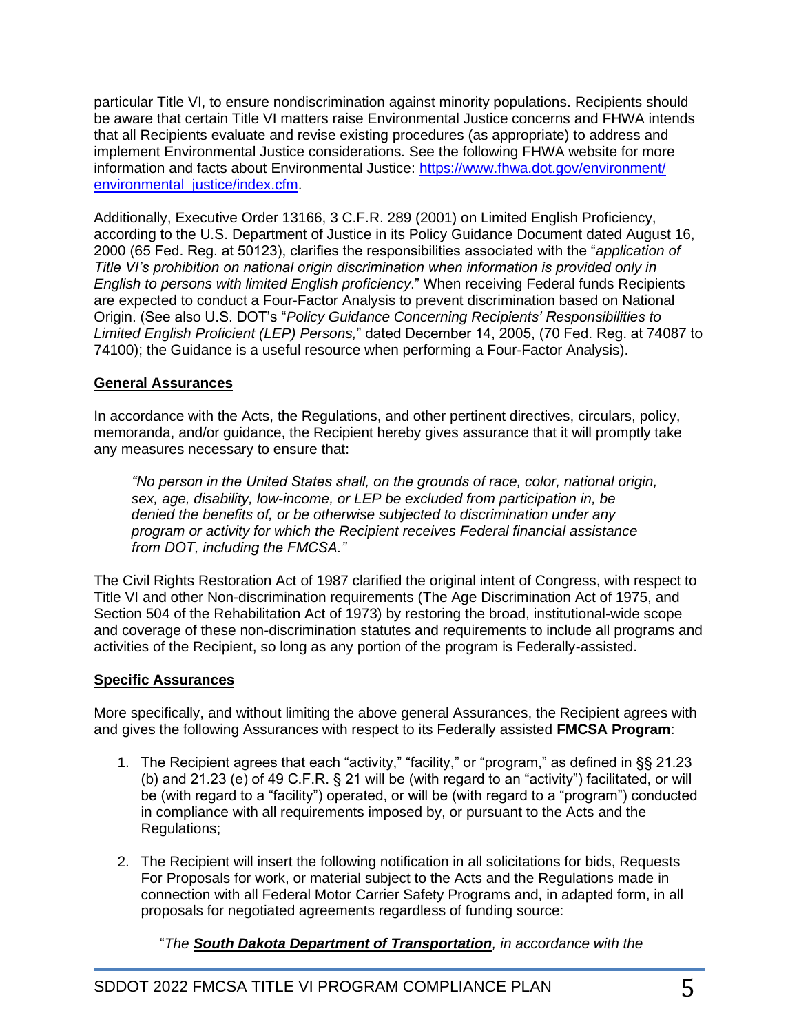particular Title VI, to ensure nondiscrimination against minority populations. Recipients should be aware that certain Title VI matters raise Environmental Justice concerns and FHWA intends that all Recipients evaluate and revise existing procedures (as appropriate) to address and implement Environmental Justice considerations. See the following FHWA website for more information and facts about Environmental Justice: [https://www.fhwa.dot.gov/environment/environmental_justice/index.cfm](https://www.fhwa.dot.gov/environment/environmental_justice/index.cfm).

Additionally, Executive Order 13166, 3 C.F.R. 289 (2001) on Limited English Proficiency, according to the U.S. Department of Justice in its Policy Guidance Document dated August 16, 2000 (65 Fed. Reg. at 50123), clarifies the responsibilities associated with the "*application of Title VI's prohibition on national origin discrimination when information is provided only in English to persons with limited English proficiency*." When receiving Federal funds Recipients are expected to conduct a Four-Factor Analysis to prevent discrimination based on National Origin. (See also U.S. DOT's "*Policy Guidance Concerning Recipients' Responsibilities to Limited English Proficient (LEP) Persons,*" dated December 14, 2005, (70 Fed. Reg. at 74087 to 74100); the Guidance is a useful resource when performing a Four-Factor Analysis).

**General Assurances**

In accordance with the Acts, the Regulations, and other pertinent directives, circulars, policy, memoranda, and/or guidance, the Recipient hereby gives assurance that it will promptly take any measures necessary to ensure that:

> *"No person in the United States shall, on the grounds of race, color, national origin, sex, age, disability, low-income, or LEP be excluded from participation in, be denied the benefits of, or be otherwise subjected to discrimination under any program or activity for which the Recipient receives Federal financial assistance from DOT, including the FMCSA."*

The Civil Rights Restoration Act of 1987 clarified the original intent of Congress, with respect to Title VI and other Non-discrimination requirements (The Age Discrimination Act of 1975, and Section 504 of the Rehabilitation Act of 1973) by restoring the broad, institutional-wide scope and coverage of these non-discrimination statutes and requirements to include all programs and activities of the Recipient, so long as any portion of the program is Federally-assisted.

**Specific Assurances**

More specifically, and without limiting the above general Assurances, the Recipient agrees with and gives the following Assurances with respect to its Federally assisted **FMCSA Program**:

1. The Recipient agrees that each "activity," "facility," or "program," as defined in §§ 21.23 (b) and 21.23 (e) of 49 C.F.R. § 21 will be (with regard to an "activity") facilitated, or will be (with regard to a "facility") operated, or will be (with regard to a "program") conducted in compliance with all requirements imposed by, or pursuant to the Acts and the Regulations;

2. The Recipient will insert the following notification in all solicitations for bids, Requests For Proposals for work, or material subject to the Acts and the Regulations made in connection with all Federal Motor Carrier Safety Programs and, in adapted form, in all proposals for negotiated agreements regardless of funding source:

   "*The **South Dakota Department of Transportation**, in accordance with the*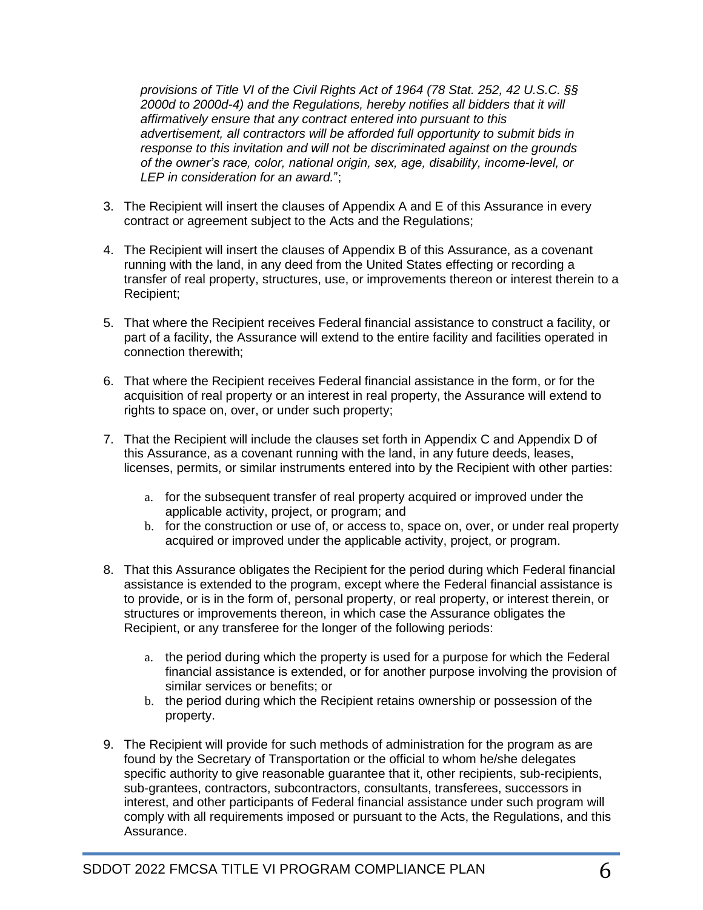*provisions of Title VI of the Civil Rights Act of 1964 (78 Stat. 252, 42 U.S.C. §§ 2000d to 2000d-4) and the Regulations, hereby notifies all bidders that it will affirmatively ensure that any contract entered into pursuant to this advertisement, all contractors will be afforded full opportunity to submit bids in response to this invitation and will not be discriminated against on the grounds of the owner's race, color, national origin, sex, age, disability, income-level, or LEP in consideration for an award.*";

3. The Recipient will insert the clauses of Appendix A and E of this Assurance in every contract or agreement subject to the Acts and the Regulations;

4. The Recipient will insert the clauses of Appendix B of this Assurance, as a covenant running with the land, in any deed from the United States effecting or recording a transfer of real property, structures, use, or improvements thereon or interest therein to a Recipient;

5. That where the Recipient receives Federal financial assistance to construct a facility, or part of a facility, the Assurance will extend to the entire facility and facilities operated in connection therewith;

6. That where the Recipient receives Federal financial assistance in the form, or for the acquisition of real property or an interest in real property, the Assurance will extend to rights to space on, over, or under such property;

7. That the Recipient will include the clauses set forth in Appendix C and Appendix D of this Assurance, as a covenant running with the land, in any future deeds, leases, licenses, permits, or similar instruments entered into by the Recipient with other parties:
   a. for the subsequent transfer of real property acquired or improved under the applicable activity, project, or program; and
   b. for the construction or use of, or access to, space on, over, or under real property acquired or improved under the applicable activity, project, or program.

8. That this Assurance obligates the Recipient for the period during which Federal financial assistance is extended to the program, except where the Federal financial assistance is to provide, or is in the form of, personal property, or real property, or interest therein, or structures or improvements thereon, in which case the Assurance obligates the Recipient, or any transferee for the longer of the following periods:
   a. the period during which the property is used for a purpose for which the Federal financial assistance is extended, or for another purpose involving the provision of similar services or benefits; or
   b. the period during which the Recipient retains ownership or possession of the property.

9. The Recipient will provide for such methods of administration for the program as are found by the Secretary of Transportation or the official to whom he/she delegates specific authority to give reasonable guarantee that it, other recipients, sub-recipients, sub-grantees, contractors, subcontractors, consultants, transferees, successors in interest, and other participants of Federal financial assistance under such program will comply with all requirements imposed or pursuant to the Acts, the Regulations, and this Assurance.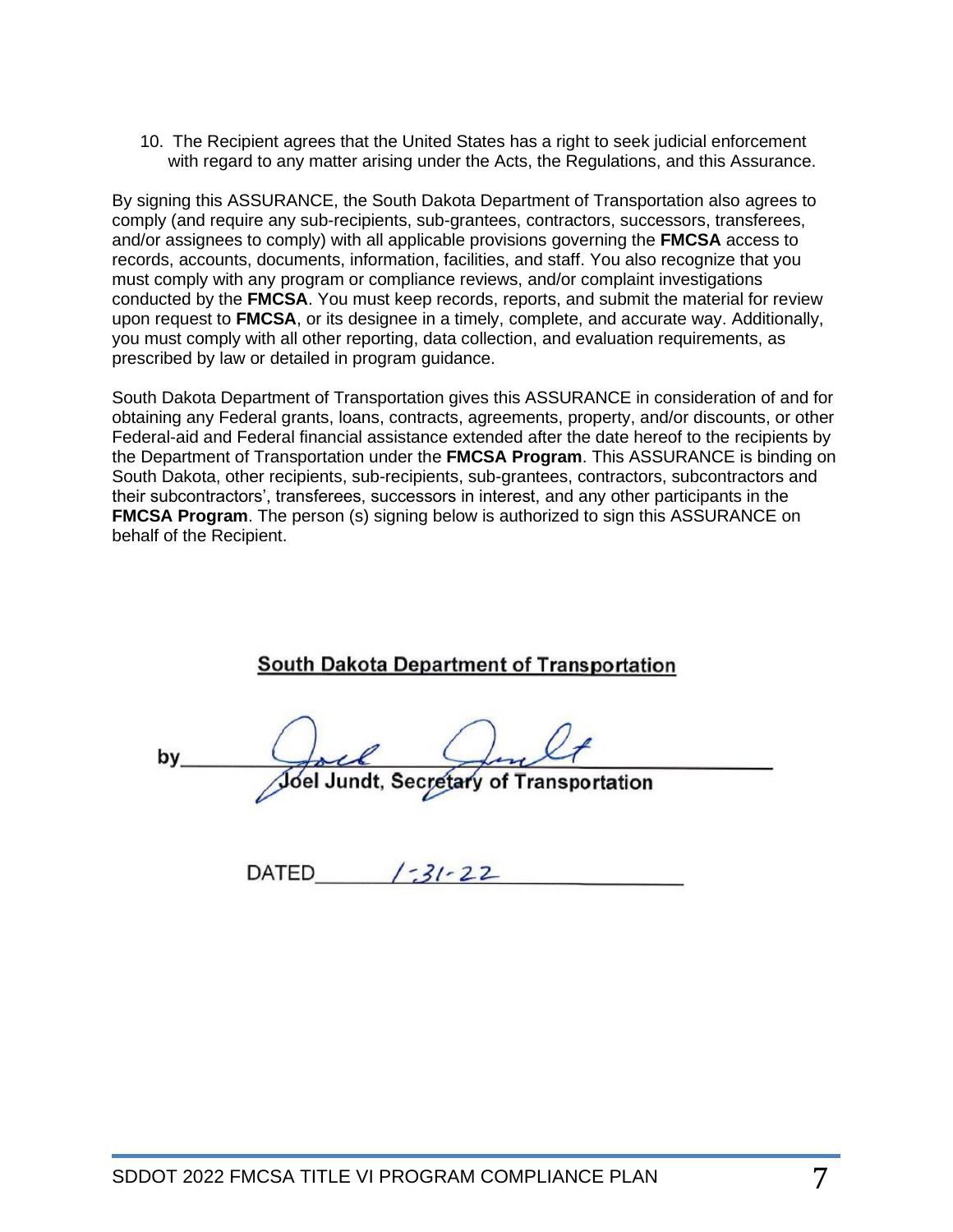10. The Recipient agrees that the United States has a right to seek judicial enforcement with regard to any matter arising under the Acts, the Regulations, and this Assurance.

By signing this ASSURANCE, the South Dakota Department of Transportation also agrees to comply (and require any sub-recipients, sub-grantees, contractors, successors, transferees, and/or assignees to comply) with all applicable provisions governing the **FMCSA** access to records, accounts, documents, information, facilities, and staff. You also recognize that you must comply with any program or compliance reviews, and/or complaint investigations conducted by the **FMCSA**. You must keep records, reports, and submit the material for review upon request to **FMCSA**, or its designee in a timely, complete, and accurate way. Additionally, you must comply with all other reporting, data collection, and evaluation requirements, as prescribed by law or detailed in program guidance.

South Dakota Department of Transportation gives this ASSURANCE in consideration of and for obtaining any Federal grants, loans, contracts, agreements, property, and/or discounts, or other Federal-aid and Federal financial assistance extended after the date hereof to the recipients by the Department of Transportation under the **FMCSA Program**. This ASSURANCE is binding on South Dakota, other recipients, sub-recipients, sub-grantees, contractors, subcontractors and their subcontractors', transferees, successors in interest, and any other participants in the **FMCSA Program**. The person (s) signing below is authorized to sign this ASSURANCE on behalf of the Recipient.

**South Dakota Department of Transportation**

by *Joel Jundt*
Joel Jundt, Secretary of Transportation

DATED *1-31-22*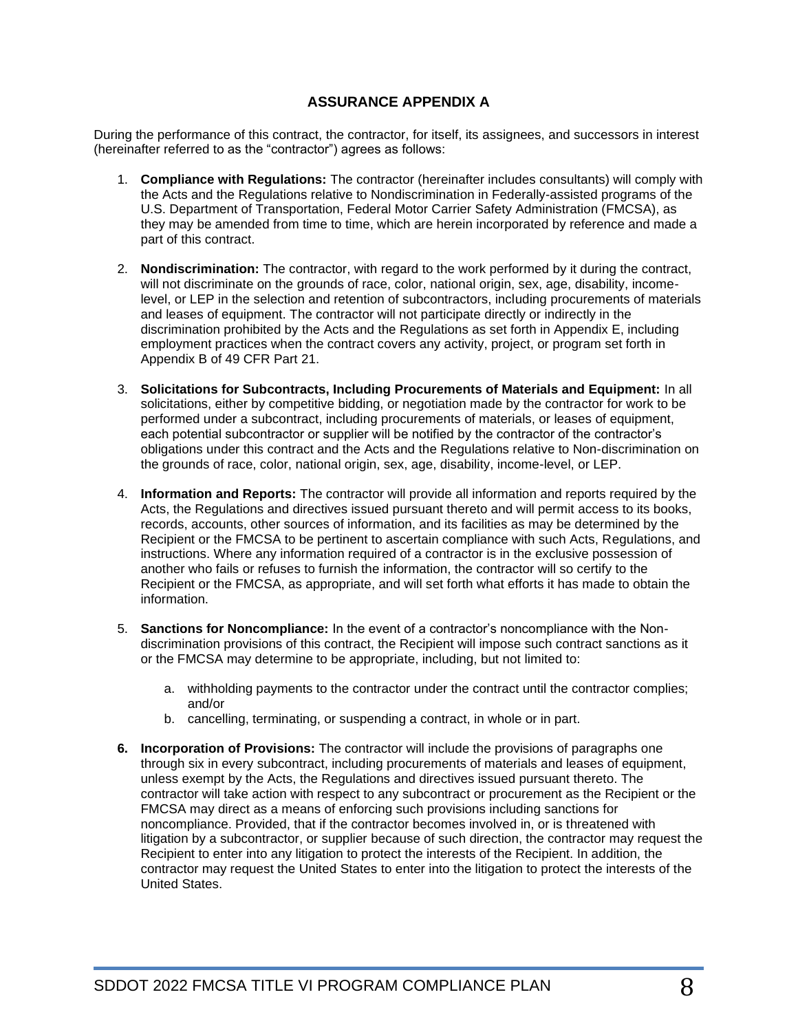## ASSURANCE APPENDIX A

During the performance of this contract, the contractor, for itself, its assignees, and successors in interest (hereinafter referred to as the "contractor") agrees as follows:

1. **Compliance with Regulations:** The contractor (hereinafter includes consultants) will comply with the Acts and the Regulations relative to Nondiscrimination in Federally-assisted programs of the U.S. Department of Transportation, Federal Motor Carrier Safety Administration (FMCSA), as they may be amended from time to time, which are herein incorporated by reference and made a part of this contract.

2. **Nondiscrimination:** The contractor, with regard to the work performed by it during the contract, will not discriminate on the grounds of race, color, national origin, sex, age, disability, income-level, or LEP in the selection and retention of subcontractors, including procurements of materials and leases of equipment. The contractor will not participate directly or indirectly in the discrimination prohibited by the Acts and the Regulations as set forth in Appendix E, including employment practices when the contract covers any activity, project, or program set forth in Appendix B of 49 CFR Part 21.

3. **Solicitations for Subcontracts, Including Procurements of Materials and Equipment:** In all solicitations, either by competitive bidding, or negotiation made by the contractor for work to be performed under a subcontract, including procurements of materials, or leases of equipment, each potential subcontractor or supplier will be notified by the contractor of the contractor's obligations under this contract and the Acts and the Regulations relative to Non-discrimination on the grounds of race, color, national origin, sex, age, disability, income-level, or LEP.

4. **Information and Reports:** The contractor will provide all information and reports required by the Acts, the Regulations and directives issued pursuant thereto and will permit access to its books, records, accounts, other sources of information, and its facilities as may be determined by the Recipient or the FMCSA to be pertinent to ascertain compliance with such Acts, Regulations, and instructions. Where any information required of a contractor is in the exclusive possession of another who fails or refuses to furnish the information, the contractor will so certify to the Recipient or the FMCSA, as appropriate, and will set forth what efforts it has made to obtain the information.

5. **Sanctions for Noncompliance:** In the event of a contractor's noncompliance with the Non-discrimination provisions of this contract, the Recipient will impose such contract sanctions as it or the FMCSA may determine to be appropriate, including, but not limited to:

    a. withholding payments to the contractor under the contract until the contractor complies; and/or
    b. cancelling, terminating, or suspending a contract, in whole or in part.

6. **Incorporation of Provisions:** The contractor will include the provisions of paragraphs one through six in every subcontract, including procurements of materials and leases of equipment, unless exempt by the Acts, the Regulations and directives issued pursuant thereto. The contractor will take action with respect to any subcontract or procurement as the Recipient or the FMCSA may direct as a means of enforcing such provisions including sanctions for noncompliance. Provided, that if the contractor becomes involved in, or is threatened with litigation by a subcontractor, or supplier because of such direction, the contractor may request the Recipient to enter into any litigation to protect the interests of the Recipient. In addition, the contractor may request the United States to enter into the litigation to protect the interests of the United States.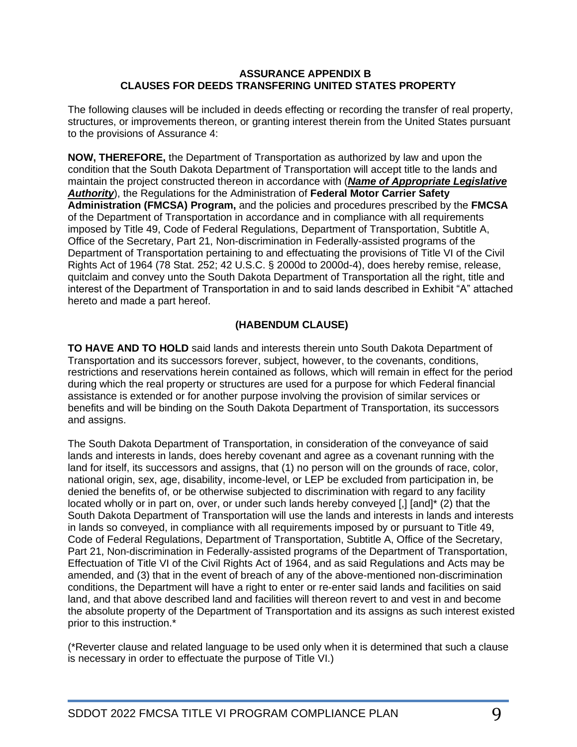**ASSURANCE APPENDIX B**
**CLAUSES FOR DEEDS TRANSFERING UNITED STATES PROPERTY**

The following clauses will be included in deeds effecting or recording the transfer of real property, structures, or improvements thereon, or granting interest therein from the United States pursuant to the provisions of Assurance 4:

**NOW, THEREFORE,** the Department of Transportation as authorized by law and upon the condition that the South Dakota Department of Transportation will accept title to the lands and maintain the project constructed thereon in accordance with (***Name of Appropriate Legislative Authority***), the Regulations for the Administration of **Federal Motor Carrier Safety Administration (FMCSA) Program,** and the policies and procedures prescribed by the **FMCSA** of the Department of Transportation in accordance and in compliance with all requirements imposed by Title 49, Code of Federal Regulations, Department of Transportation, Subtitle A, Office of the Secretary, Part 21, Non-discrimination in Federally-assisted programs of the Department of Transportation pertaining to and effectuating the provisions of Title VI of the Civil Rights Act of 1964 (78 Stat. 252; 42 U.S.C. § 2000d to 2000d-4), does hereby remise, release, quitclaim and convey unto the South Dakota Department of Transportation all the right, title and interest of the Department of Transportation in and to said lands described in Exhibit "A" attached hereto and made a part hereof.

**(HABENDUM CLAUSE)**

**TO HAVE AND TO HOLD** said lands and interests therein unto South Dakota Department of Transportation and its successors forever, subject, however, to the covenants, conditions, restrictions and reservations herein contained as follows, which will remain in effect for the period during which the real property or structures are used for a purpose for which Federal financial assistance is extended or for another purpose involving the provision of similar services or benefits and will be binding on the South Dakota Department of Transportation, its successors and assigns.

The South Dakota Department of Transportation, in consideration of the conveyance of said lands and interests in lands, does hereby covenant and agree as a covenant running with the land for itself, its successors and assigns, that (1) no person will on the grounds of race, color, national origin, sex, age, disability, income-level, or LEP be excluded from participation in, be denied the benefits of, or be otherwise subjected to discrimination with regard to any facility located wholly or in part on, over, or under such lands hereby conveyed [,] [and]* (2) that the South Dakota Department of Transportation will use the lands and interests in lands and interests in lands so conveyed, in compliance with all requirements imposed by or pursuant to Title 49, Code of Federal Regulations, Department of Transportation, Subtitle A, Office of the Secretary, Part 21, Non-discrimination in Federally-assisted programs of the Department of Transportation, Effectuation of Title VI of the Civil Rights Act of 1964, and as said Regulations and Acts may be amended, and (3) that in the event of breach of any of the above-mentioned non-discrimination conditions, the Department will have a right to enter or re-enter said lands and facilities on said land, and that above described land and facilities will thereon revert to and vest in and become the absolute property of the Department of Transportation and its assigns as such interest existed prior to this instruction.*

(*Reverter clause and related language to be used only when it is determined that such a clause is necessary in order to effectuate the purpose of Title VI.)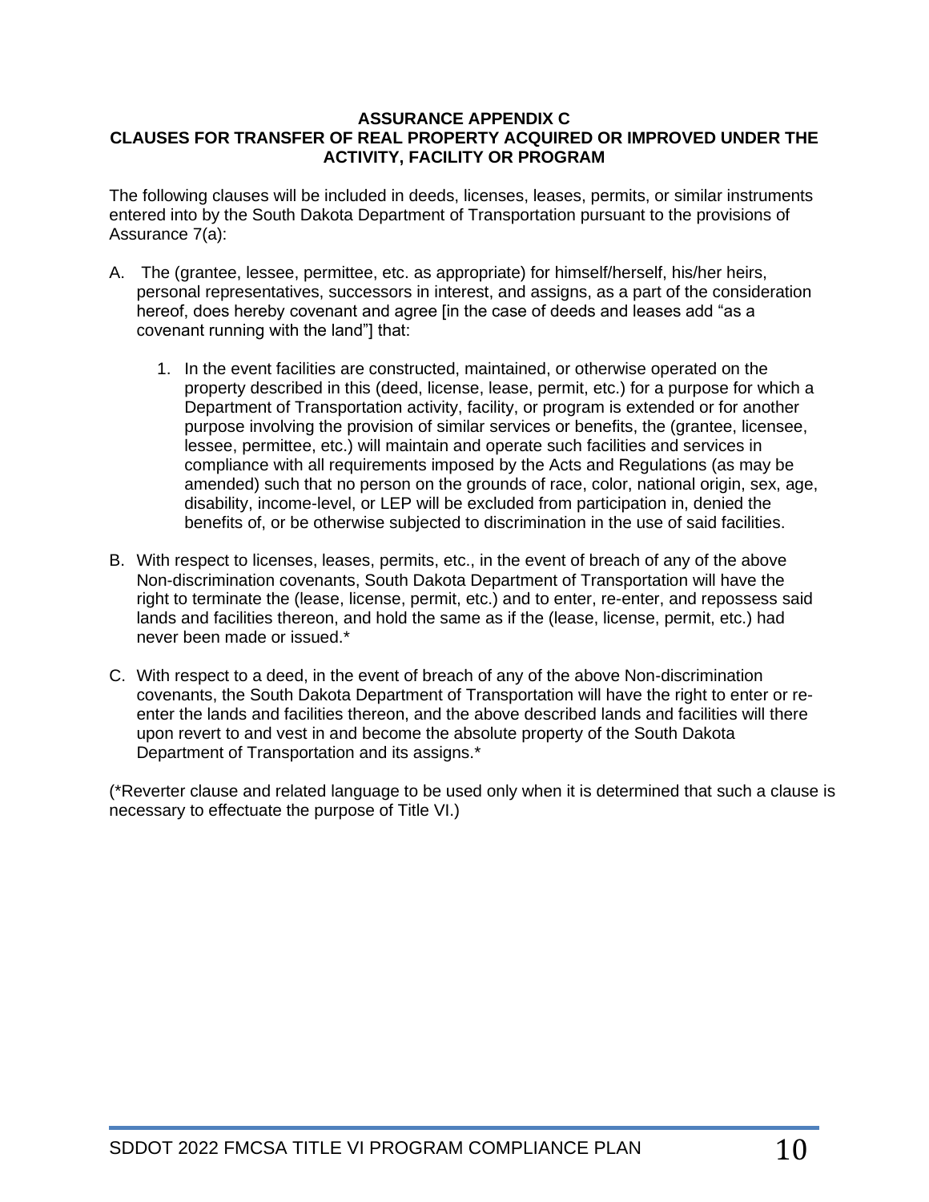## ASSURANCE APPENDIX C
## CLAUSES FOR TRANSFER OF REAL PROPERTY ACQUIRED OR IMPROVED UNDER THE ACTIVITY, FACILITY OR PROGRAM

The following clauses will be included in deeds, licenses, leases, permits, or similar instruments entered into by the South Dakota Department of Transportation pursuant to the provisions of Assurance 7(a):

A. The (grantee, lessee, permittee, etc. as appropriate) for himself/herself, his/her heirs, personal representatives, successors in interest, and assigns, as a part of the consideration hereof, does hereby covenant and agree [in the case of deeds and leases add "as a covenant running with the land"] that:

   1. In the event facilities are constructed, maintained, or otherwise operated on the property described in this (deed, license, lease, permit, etc.) for a purpose for which a Department of Transportation activity, facility, or program is extended or for another purpose involving the provision of similar services or benefits, the (grantee, licensee, lessee, permittee, etc.) will maintain and operate such facilities and services in compliance with all requirements imposed by the Acts and Regulations (as may be amended) such that no person on the grounds of race, color, national origin, sex, age, disability, income-level, or LEP will be excluded from participation in, denied the benefits of, or be otherwise subjected to discrimination in the use of said facilities.

B. With respect to licenses, leases, permits, etc., in the event of breach of any of the above Non-discrimination covenants, South Dakota Department of Transportation will have the right to terminate the (lease, license, permit, etc.) and to enter, re-enter, and repossess said lands and facilities thereon, and hold the same as if the (lease, license, permit, etc.) had never been made or issued.*

C. With respect to a deed, in the event of breach of any of the above Non-discrimination covenants, the South Dakota Department of Transportation will have the right to enter or re-enter the lands and facilities thereon, and the above described lands and facilities will there upon revert to and vest in and become the absolute property of the South Dakota Department of Transportation and its assigns.*

(*Reverter clause and related language to be used only when it is determined that such a clause is necessary to effectuate the purpose of Title VI.)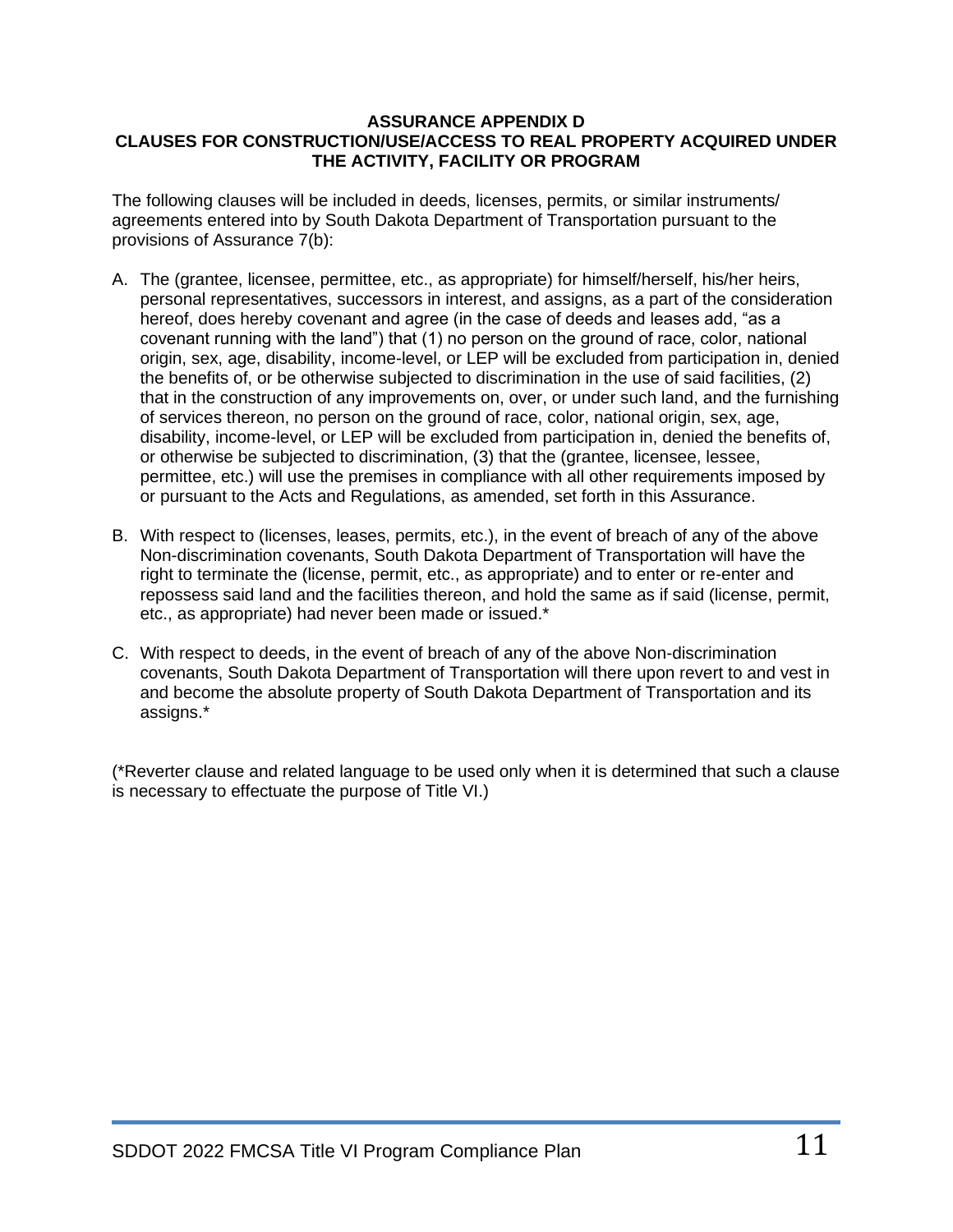**ASSURANCE APPENDIX D**
**CLAUSES FOR CONSTRUCTION/USE/ACCESS TO REAL PROPERTY ACQUIRED UNDER THE ACTIVITY, FACILITY OR PROGRAM**

The following clauses will be included in deeds, licenses, permits, or similar instruments/ agreements entered into by South Dakota Department of Transportation pursuant to the provisions of Assurance 7(b):

A. The (grantee, licensee, permittee, etc., as appropriate) for himself/herself, his/her heirs, personal representatives, successors in interest, and assigns, as a part of the consideration hereof, does hereby covenant and agree (in the case of deeds and leases add, "as a covenant running with the land") that (1) no person on the ground of race, color, national origin, sex, age, disability, income-level, or LEP will be excluded from participation in, denied the benefits of, or be otherwise subjected to discrimination in the use of said facilities, (2) that in the construction of any improvements on, over, or under such land, and the furnishing of services thereon, no person on the ground of race, color, national origin, sex, age, disability, income-level, or LEP will be excluded from participation in, denied the benefits of, or otherwise be subjected to discrimination, (3) that the (grantee, licensee, lessee, permittee, etc.) will use the premises in compliance with all other requirements imposed by or pursuant to the Acts and Regulations, as amended, set forth in this Assurance.

B. With respect to (licenses, leases, permits, etc.), in the event of breach of any of the above Non-discrimination covenants, South Dakota Department of Transportation will have the right to terminate the (license, permit, etc., as appropriate) and to enter or re-enter and repossess said land and the facilities thereon, and hold the same as if said (license, permit, etc., as appropriate) had never been made or issued.*

C. With respect to deeds, in the event of breach of any of the above Non-discrimination covenants, South Dakota Department of Transportation will there upon revert to and vest in and become the absolute property of South Dakota Department of Transportation and its assigns.*

(*Reverter clause and related language to be used only when it is determined that such a clause is necessary to effectuate the purpose of Title VI.)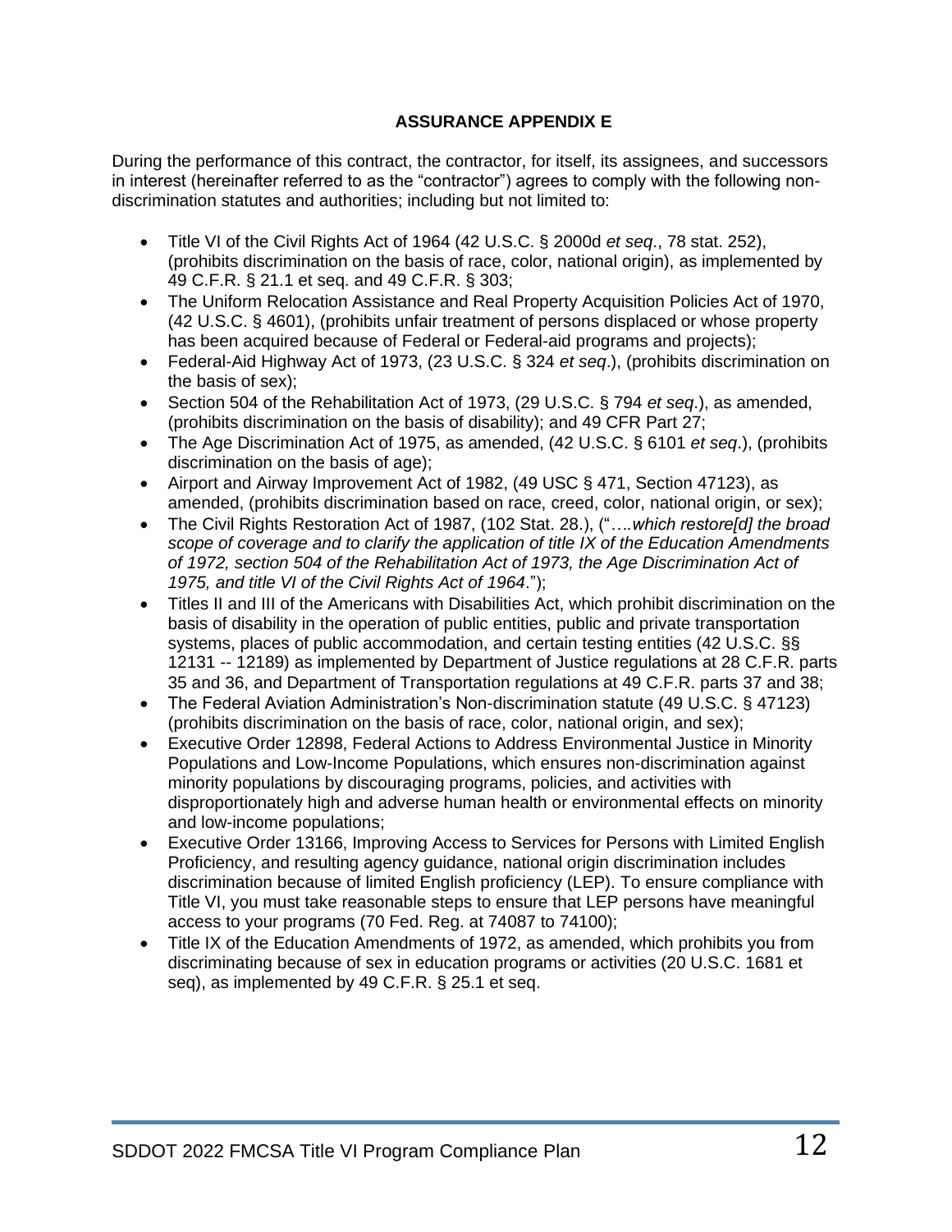## ASSURANCE APPENDIX E

During the performance of this contract, the contractor, for itself, its assignees, and successors in interest (hereinafter referred to as the "contractor") agrees to comply with the following non-discrimination statutes and authorities; including but not limited to:

- Title VI of the Civil Rights Act of 1964 (42 U.S.C. § 2000d *et seq*., 78 stat. 252), (prohibits discrimination on the basis of race, color, national origin), as implemented by 49 C.F.R. § 21.1 et seq. and 49 C.F.R. § 303;
- The Uniform Relocation Assistance and Real Property Acquisition Policies Act of 1970, (42 U.S.C. § 4601), (prohibits unfair treatment of persons displaced or whose property has been acquired because of Federal or Federal-aid programs and projects);
- Federal-Aid Highway Act of 1973, (23 U.S.C. § 324 *et seq*.), (prohibits discrimination on the basis of sex);
- Section 504 of the Rehabilitation Act of 1973, (29 U.S.C. § 794 *et seq*.), as amended, (prohibits discrimination on the basis of disability); and 49 CFR Part 27;
- The Age Discrimination Act of 1975, as amended, (42 U.S.C. § 6101 *et seq*.), (prohibits discrimination on the basis of age);
- Airport and Airway Improvement Act of 1982, (49 USC § 471, Section 47123), as amended, (prohibits discrimination based on race, creed, color, national origin, or sex);
- The Civil Rights Restoration Act of 1987, (102 Stat. 28.), ("*….which restore[d] the broad scope of coverage and to clarify the application of title IX of the Education Amendments of 1972, section 504 of the Rehabilitation Act of 1973, the Age Discrimination Act of 1975, and title VI of the Civil Rights Act of 1964*.");
- Titles II and III of the Americans with Disabilities Act, which prohibit discrimination on the basis of disability in the operation of public entities, public and private transportation systems, places of public accommodation, and certain testing entities (42 U.S.C. §§ 12131 -- 12189) as implemented by Department of Justice regulations at 28 C.F.R. parts 35 and 36, and Department of Transportation regulations at 49 C.F.R. parts 37 and 38;
- The Federal Aviation Administration's Non-discrimination statute (49 U.S.C. § 47123) (prohibits discrimination on the basis of race, color, national origin, and sex);
- Executive Order 12898, Federal Actions to Address Environmental Justice in Minority Populations and Low-Income Populations, which ensures non-discrimination against minority populations by discouraging programs, policies, and activities with disproportionately high and adverse human health or environmental effects on minority and low-income populations;
- Executive Order 13166, Improving Access to Services for Persons with Limited English Proficiency, and resulting agency guidance, national origin discrimination includes discrimination because of limited English proficiency (LEP). To ensure compliance with Title VI, you must take reasonable steps to ensure that LEP persons have meaningful access to your programs (70 Fed. Reg. at 74087 to 74100);
- Title IX of the Education Amendments of 1972, as amended, which prohibits you from discriminating because of sex in education programs or activities (20 U.S.C. 1681 et seq), as implemented by 49 C.F.R. § 25.1 et seq.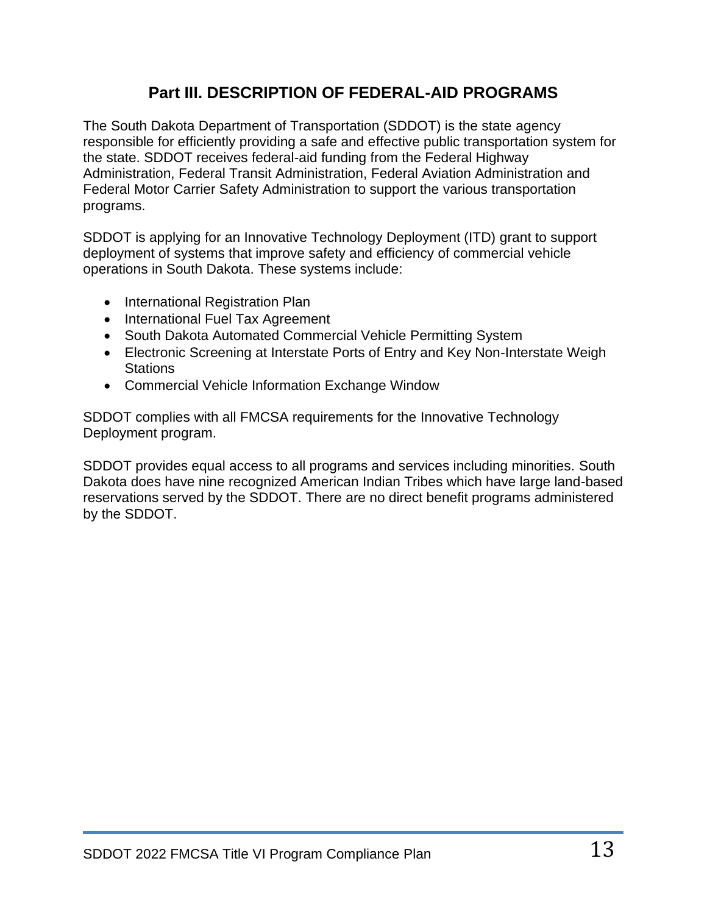## Part III. DESCRIPTION OF FEDERAL-AID PROGRAMS

The South Dakota Department of Transportation (SDDOT) is the state agency responsible for efficiently providing a safe and effective public transportation system for the state. SDDOT receives federal-aid funding from the Federal Highway Administration, Federal Transit Administration, Federal Aviation Administration and Federal Motor Carrier Safety Administration to support the various transportation programs.

SDDOT is applying for an Innovative Technology Deployment (ITD) grant to support deployment of systems that improve safety and efficiency of commercial vehicle operations in South Dakota. These systems include:

- International Registration Plan
- International Fuel Tax Agreement
- South Dakota Automated Commercial Vehicle Permitting System
- Electronic Screening at Interstate Ports of Entry and Key Non-Interstate Weigh Stations
- Commercial Vehicle Information Exchange Window

SDDOT complies with all FMCSA requirements for the Innovative Technology Deployment program.

SDDOT provides equal access to all programs and services including minorities. South Dakota does have nine recognized American Indian Tribes which have large land-based reservations served by the SDDOT. There are no direct benefit programs administered by the SDDOT.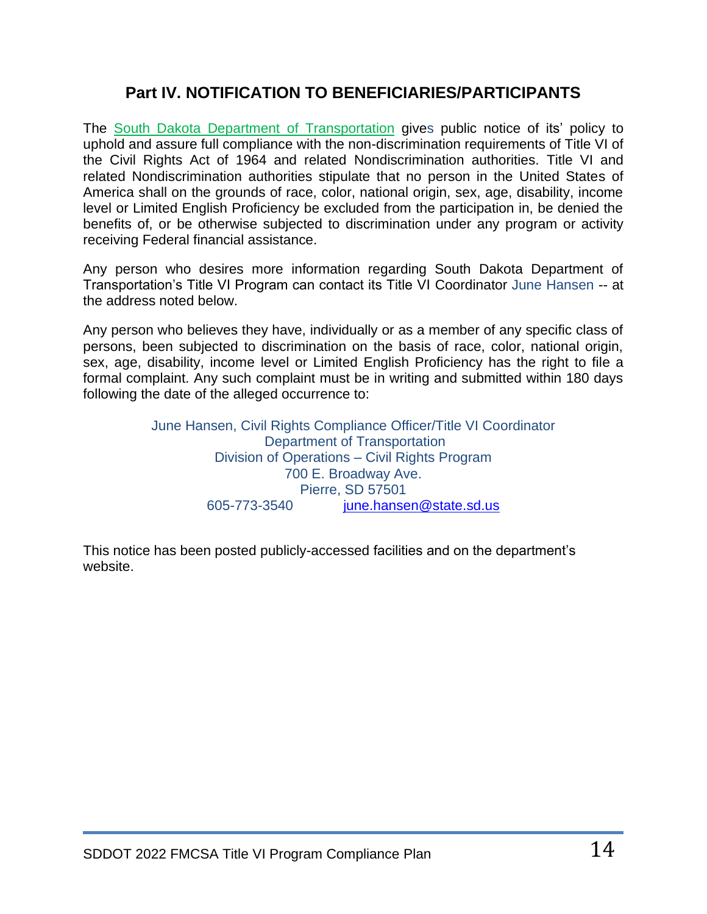## Part IV. NOTIFICATION TO BENEFICIARIES/PARTICIPANTS

The South Dakota Department of Transportation gives public notice of its' policy to uphold and assure full compliance with the non-discrimination requirements of Title VI of the Civil Rights Act of 1964 and related Nondiscrimination authorities. Title VI and related Nondiscrimination authorities stipulate that no person in the United States of America shall on the grounds of race, color, national origin, sex, age, disability, income level or Limited English Proficiency be excluded from the participation in, be denied the benefits of, or be otherwise subjected to discrimination under any program or activity receiving Federal financial assistance.

Any person who desires more information regarding South Dakota Department of Transportation's Title VI Program can contact its Title VI Coordinator June Hansen -- at the address noted below.

Any person who believes they have, individually or as a member of any specific class of persons, been subjected to discrimination on the basis of race, color, national origin, sex, age, disability, income level or Limited English Proficiency has the right to file a formal complaint. Any such complaint must be in writing and submitted within 180 days following the date of the alleged occurrence to:

June Hansen, Civil Rights Compliance Officer/Title VI Coordinator
Department of Transportation
Division of Operations – Civil Rights Program
700 E. Broadway Ave.
Pierre, SD 57501
605-773-3540 june.hansen@state.sd.us

This notice has been posted publicly-accessed facilities and on the department's website.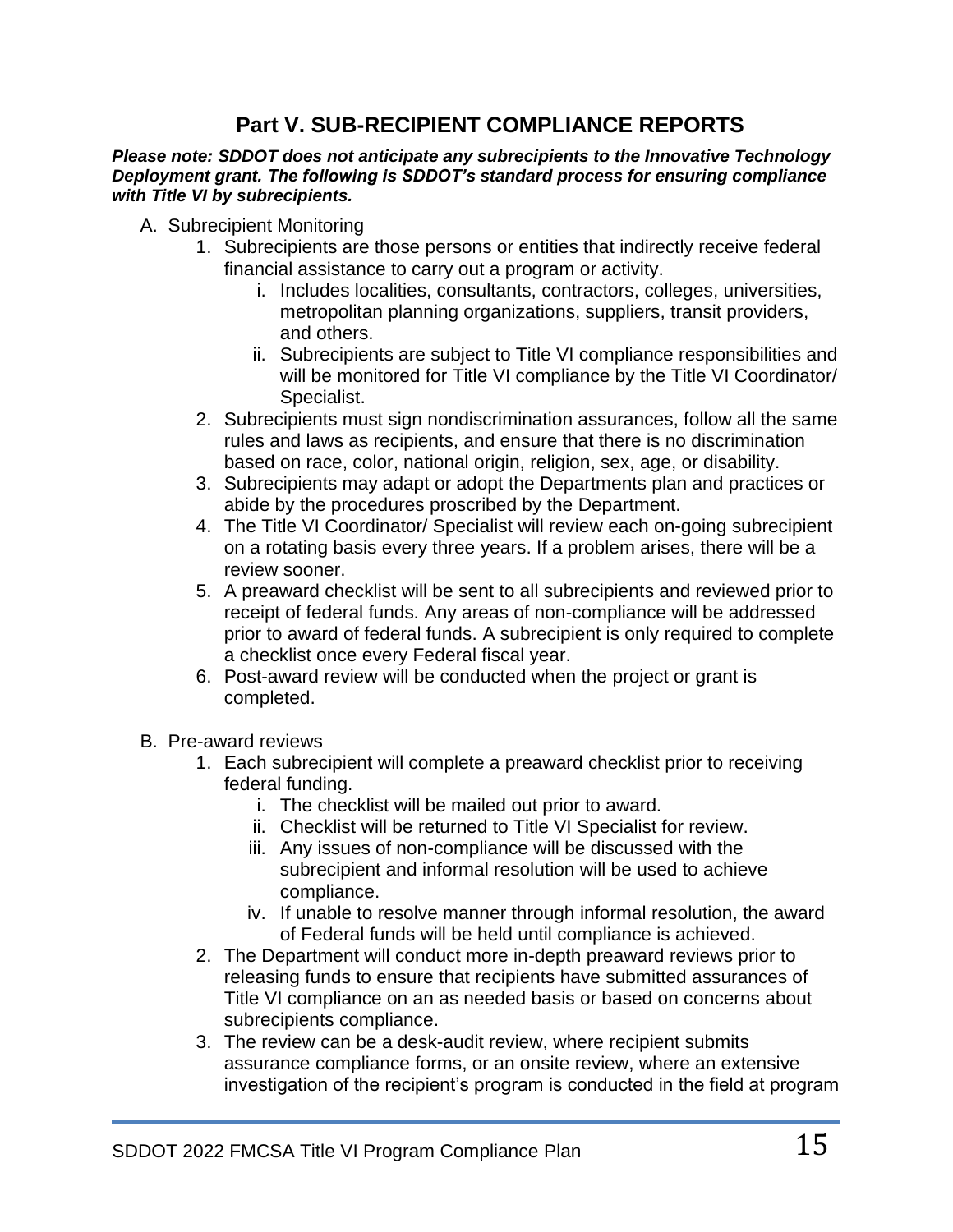## Part V. SUB-RECIPIENT COMPLIANCE REPORTS

***Please note: SDDOT does not anticipate any subrecipients to the Innovative Technology Deployment grant. The following is SDDOT's standard process for ensuring compliance with Title VI by subrecipients.***

A. Subrecipient Monitoring
   1. Subrecipients are those persons or entities that indirectly receive federal financial assistance to carry out a program or activity.
      i. Includes localities, consultants, contractors, colleges, universities, metropolitan planning organizations, suppliers, transit providers, and others.
      ii. Subrecipients are subject to Title VI compliance responsibilities and will be monitored for Title VI compliance by the Title VI Coordinator/ Specialist.
   2. Subrecipients must sign nondiscrimination assurances, follow all the same rules and laws as recipients, and ensure that there is no discrimination based on race, color, national origin, religion, sex, age, or disability.
   3. Subrecipients may adapt or adopt the Departments plan and practices or abide by the procedures proscribed by the Department.
   4. The Title VI Coordinator/ Specialist will review each on-going subrecipient on a rotating basis every three years. If a problem arises, there will be a review sooner.
   5. A preaward checklist will be sent to all subrecipients and reviewed prior to receipt of federal funds. Any areas of non-compliance will be addressed prior to award of federal funds. A subrecipient is only required to complete a checklist once every Federal fiscal year.
   6. Post-award review will be conducted when the project or grant is completed.

B. Pre-award reviews
   1. Each subrecipient will complete a preaward checklist prior to receiving federal funding.
      i. The checklist will be mailed out prior to award.
      ii. Checklist will be returned to Title VI Specialist for review.
      iii. Any issues of non-compliance will be discussed with the subrecipient and informal resolution will be used to achieve compliance.
      iv. If unable to resolve manner through informal resolution, the award of Federal funds will be held until compliance is achieved.
   2. The Department will conduct more in-depth preaward reviews prior to releasing funds to ensure that recipients have submitted assurances of Title VI compliance on an as needed basis or based on concerns about subrecipients compliance.
   3. The review can be a desk-audit review, where recipient submits assurance compliance forms, or an onsite review, where an extensive investigation of the recipient's program is conducted in the field at program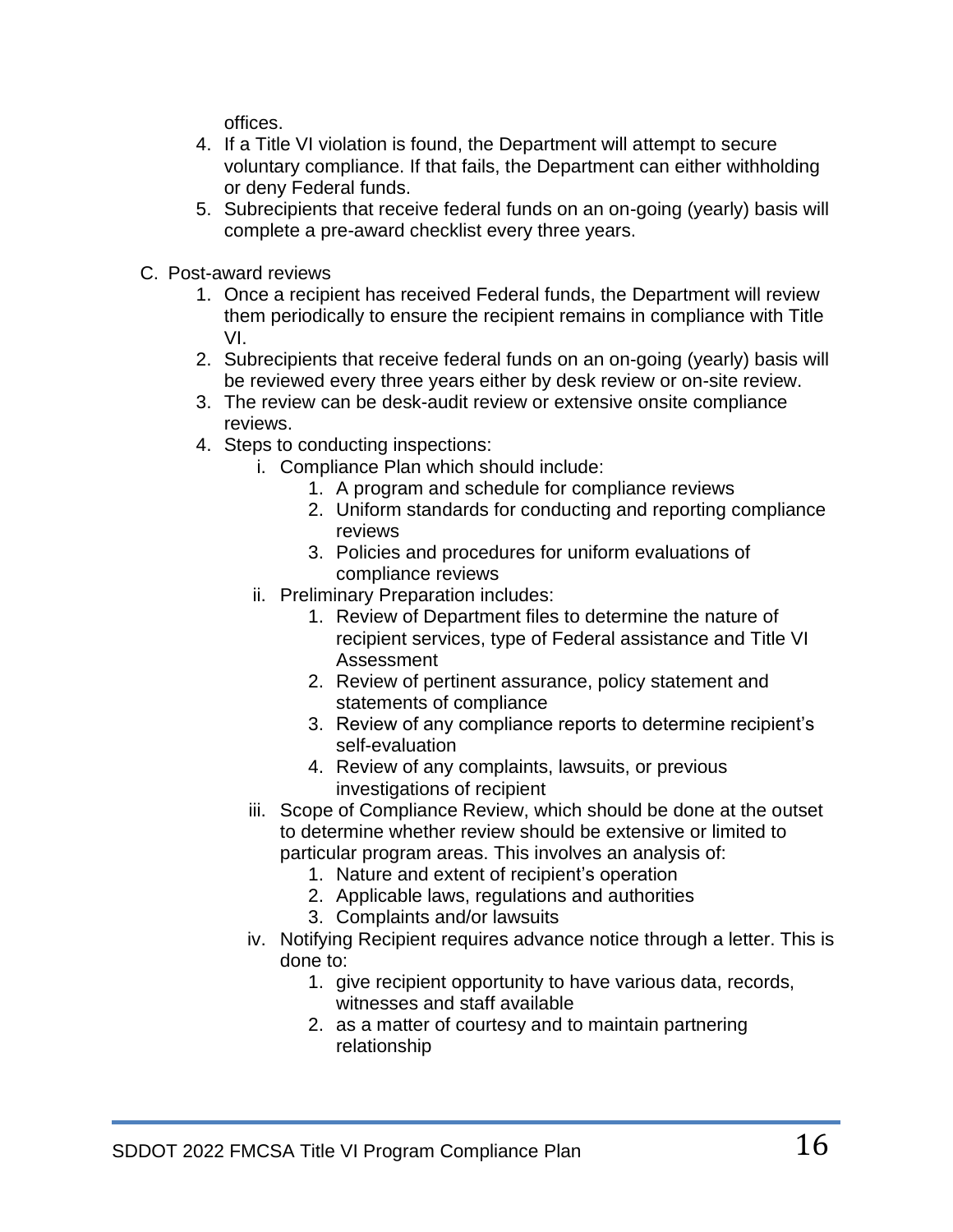offices.

4. If a Title VI violation is found, the Department will attempt to secure voluntary compliance. If that fails, the Department can either withholding or deny Federal funds.
5. Subrecipients that receive federal funds on an on-going (yearly) basis will complete a pre-award checklist every three years.

C. Post-award reviews

1. Once a recipient has received Federal funds, the Department will review them periodically to ensure the recipient remains in compliance with Title VI.
2. Subrecipients that receive federal funds on an on-going (yearly) basis will be reviewed every three years either by desk review or on-site review.
3. The review can be desk-audit review or extensive onsite compliance reviews.
4. Steps to conducting inspections:
   - i. Compliance Plan which should include:
     1. A program and schedule for compliance reviews
     2. Uniform standards for conducting and reporting compliance reviews
     3. Policies and procedures for uniform evaluations of compliance reviews
   - ii. Preliminary Preparation includes:
     1. Review of Department files to determine the nature of recipient services, type of Federal assistance and Title VI Assessment
     2. Review of pertinent assurance, policy statement and statements of compliance
     3. Review of any compliance reports to determine recipient's self-evaluation
     4. Review of any complaints, lawsuits, or previous investigations of recipient
   - iii. Scope of Compliance Review, which should be done at the outset to determine whether review should be extensive or limited to particular program areas. This involves an analysis of:
     1. Nature and extent of recipient's operation
     2. Applicable laws, regulations and authorities
     3. Complaints and/or lawsuits
   - iv. Notifying Recipient requires advance notice through a letter. This is done to:
     1. give recipient opportunity to have various data, records, witnesses and staff available
     2. as a matter of courtesy and to maintain partnering relationship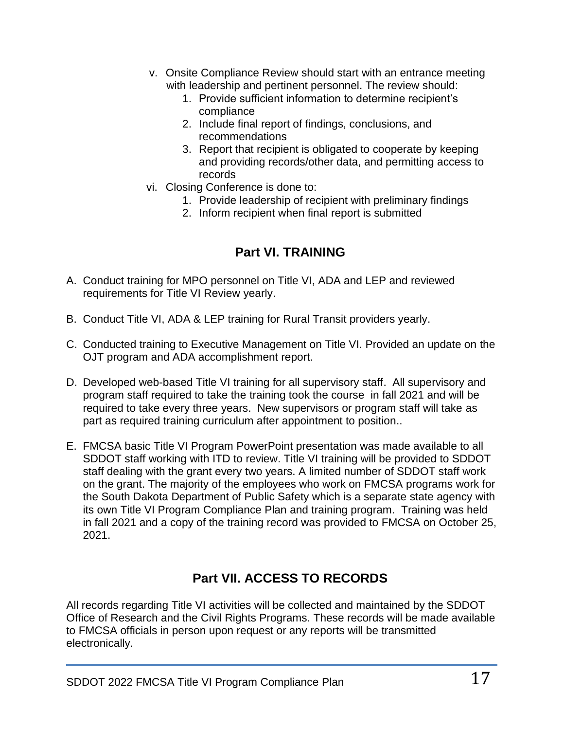v. Onsite Compliance Review should start with an entrance meeting with leadership and pertinent personnel. The review should:
   1. Provide sufficient information to determine recipient's compliance
   2. Include final report of findings, conclusions, and recommendations
   3. Report that recipient is obligated to cooperate by keeping and providing records/other data, and permitting access to records

vi. Closing Conference is done to:
   1. Provide leadership of recipient with preliminary findings
   2. Inform recipient when final report is submitted

## Part VI. TRAINING

A. Conduct training for MPO personnel on Title VI, ADA and LEP and reviewed requirements for Title VI Review yearly.

B. Conduct Title VI, ADA & LEP training for Rural Transit providers yearly.

C. Conducted training to Executive Management on Title VI. Provided an update on the OJT program and ADA accomplishment report.

D. Developed web-based Title VI training for all supervisory staff. All supervisory and program staff required to take the training took the course in fall 2021 and will be required to take every three years. New supervisors or program staff will take as part as required training curriculum after appointment to position..

E. FMCSA basic Title VI Program PowerPoint presentation was made available to all SDDOT staff working with ITD to review. Title VI training will be provided to SDDOT staff dealing with the grant every two years. A limited number of SDDOT staff work on the grant. The majority of the employees who work on FMCSA programs work for the South Dakota Department of Public Safety which is a separate state agency with its own Title VI Program Compliance Plan and training program. Training was held in fall 2021 and a copy of the training record was provided to FMCSA on October 25, 2021.

## Part VII. ACCESS TO RECORDS

All records regarding Title VI activities will be collected and maintained by the SDDOT Office of Research and the Civil Rights Programs. These records will be made available to FMCSA officials in person upon request or any reports will be transmitted electronically.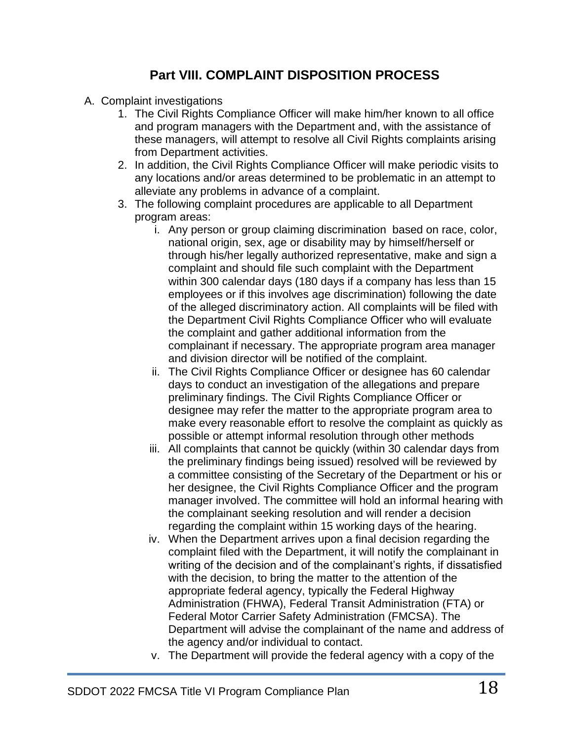# Part VIII. COMPLAINT DISPOSITION PROCESS

A. Complaint investigations

1. The Civil Rights Compliance Officer will make him/her known to all office and program managers with the Department and, with the assistance of these managers, will attempt to resolve all Civil Rights complaints arising from Department activities.
2. In addition, the Civil Rights Compliance Officer will make periodic visits to any locations and/or areas determined to be problematic in an attempt to alleviate any problems in advance of a complaint.
3. The following complaint procedures are applicable to all Department program areas:
    i. Any person or group claiming discrimination based on race, color, national origin, sex, age or disability may by himself/herself or through his/her legally authorized representative, make and sign a complaint and should file such complaint with the Department within 300 calendar days (180 days if a company has less than 15 employees or if this involves age discrimination) following the date of the alleged discriminatory action. All complaints will be filed with the Department Civil Rights Compliance Officer who will evaluate the complaint and gather additional information from the complainant if necessary. The appropriate program area manager and division director will be notified of the complaint.

    ii. The Civil Rights Compliance Officer or designee has 60 calendar days to conduct an investigation of the allegations and prepare preliminary findings. The Civil Rights Compliance Officer or designee may refer the matter to the appropriate program area to make every reasonable effort to resolve the complaint as quickly as possible or attempt informal resolution through other methods

    iii. All complaints that cannot be quickly (within 30 calendar days from the preliminary findings being issued) resolved will be reviewed by a committee consisting of the Secretary of the Department or his or her designee, the Civil Rights Compliance Officer and the program manager involved. The committee will hold an informal hearing with the complainant seeking resolution and will render a decision regarding the complaint within 15 working days of the hearing.

    iv. When the Department arrives upon a final decision regarding the complaint filed with the Department, it will notify the complainant in writing of the decision and of the complainant's rights, if dissatisfied with the decision, to bring the matter to the attention of the appropriate federal agency, typically the Federal Highway Administration (FHWA), Federal Transit Administration (FTA) or Federal Motor Carrier Safety Administration (FMCSA). The Department will advise the complainant of the name and address of the agency and/or individual to contact.

    v. The Department will provide the federal agency with a copy of the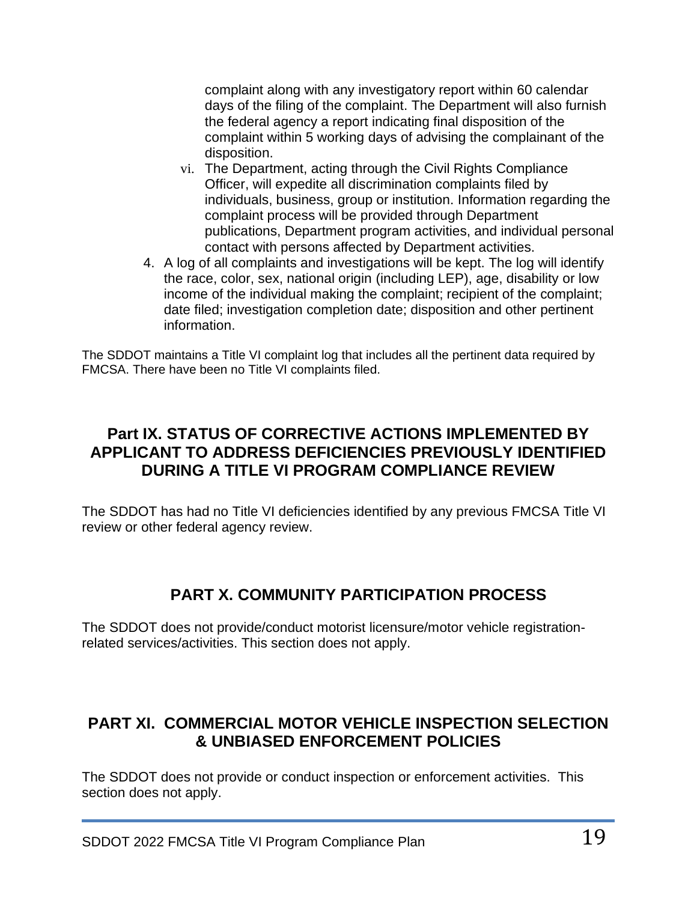complaint along with any investigatory report within 60 calendar days of the filing of the complaint. The Department will also furnish the federal agency a report indicating final disposition of the complaint within 5 working days of advising the complainant of the disposition.

vi. The Department, acting through the Civil Rights Compliance Officer, will expedite all discrimination complaints filed by individuals, business, group or institution. Information regarding the complaint process will be provided through Department publications, Department program activities, and individual personal contact with persons affected by Department activities.

4. A log of all complaints and investigations will be kept. The log will identify the race, color, sex, national origin (including LEP), age, disability or low income of the individual making the complaint; recipient of the complaint; date filed; investigation completion date; disposition and other pertinent information.

The SDDOT maintains a Title VI complaint log that includes all the pertinent data required by FMCSA. There have been no Title VI complaints filed.

## Part IX. STATUS OF CORRECTIVE ACTIONS IMPLEMENTED BY APPLICANT TO ADDRESS DEFICIENCIES PREVIOUSLY IDENTIFIED DURING A TITLE VI PROGRAM COMPLIANCE REVIEW

The SDDOT has had no Title VI deficiencies identified by any previous FMCSA Title VI review or other federal agency review.

## PART X. COMMUNITY PARTICIPATION PROCESS

The SDDOT does not provide/conduct motorist licensure/motor vehicle registration-related services/activities. This section does not apply.

## PART XI. COMMERCIAL MOTOR VEHICLE INSPECTION SELECTION & UNBIASED ENFORCEMENT POLICIES

The SDDOT does not provide or conduct inspection or enforcement activities. This section does not apply.